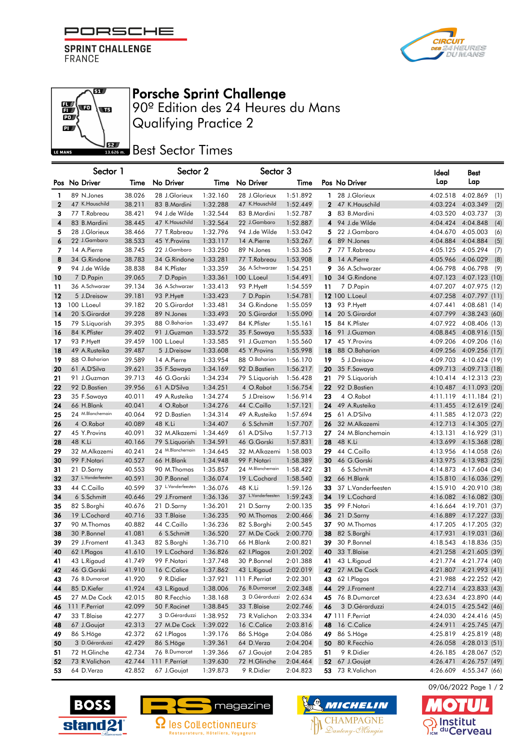PORSCHE
SPRINT CHALLENGE
FRANCE

# Porsche Sprint Challenge

## 90º Edition des 24 Heures du Mans

## Qualifying Practice 2

### Best Sector Times

| Pos | Sector 1 No Driver | Time | Sector 2 No Driver | Time | Sector 3 No Driver | Time | Pos | No Driver | Ideal Lap | Best Lap | |
|---|---|---|---|---|---|---|---|---|---|---|---|
| 1 | 89 N.Jones | 38.026 | 28 J.Glorieux | 1:32.160 | 28 J.Glorieux | 1:51.892 | 1 | 28 J.Glorieux | 4:02.518 | 4:02.869 | (1) |
| 2 | 47 K.Hauschild | 38.211 | 83 B.Mardini | 1:32.288 | 47 K.Hauschild | 1:52.449 | 2 | 47 K.Hauschild | 4:03.224 | 4:03.349 | (2) |
| 3 | 77 T.Rabreau | 38.421 | 94 J.de Wilde | 1:32.544 | 83 B.Mardini | 1:52.787 | 3 | 83 B.Mardini | 4:03.520 | 4:03.737 | (3) |
| 4 | 83 B.Mardini | 38.445 | 47 K.Hauschild | 1:32.564 | 22 J.Gambaro | 1:52.887 | 4 | 94 J.de Wilde | 4:04.424 | 4:04.848 | (4) |
| 5 | 28 J.Glorieux | 38.466 | 77 T.Rabreau | 1:32.796 | 94 J.de Wilde | 1:53.042 | 5 | 22 J.Gambaro | 4:04.670 | 4:05.003 | (6) |
| 6 | 22 J.Gambaro | 38.533 | 45 Y.Provins | 1:33.117 | 14 A.Pierre | 1:53.267 | 6 | 89 N.Jones | 4:04.884 | 4:04.884 | (5) |
| 7 | 14 A.Pierre | 38.745 | 22 J.Gambaro | 1:33.250 | 89 N.Jones | 1:53.365 | 7 | 77 T.Rabreau | 4:05.125 | 4:05.294 | (7) |
| 8 | 34 G.Rindone | 38.783 | 34 G.Rindone | 1:33.281 | 77 T.Rabreau | 1:53.908 | 8 | 14 A.Pierre | 4:05.966 | 4:06.029 | (8) |
| 9 | 94 J.de Wilde | 38.838 | 84 K.Pfister | 1:33.359 | 36 A.Schwarzer | 1:54.251 | 9 | 36 A.Schwarzer | 4:06.798 | 4:06.798 | (9) |
| 10 | 7 D.Papin | 39.065 | 7 D.Papin | 1:33.361 | 100 L.Loeul | 1:54.491 | 10 | 34 G.Rindone | 4:07.123 | 4:07.123 | (10) |
| 11 | 36 A.Schwarzer | 39.134 | 36 A.Schwarzer | 1:33.413 | 93 P.Hyett | 1:54.559 | 11 | 7 D.Papin | 4:07.207 | 4:07.975 | (12) |
| 12 | 5 J.Dreisow | 39.181 | 93 P.Hyett | 1:33.423 | 7 D.Papin | 1:54.781 | 12 | 100 L.Loeul | 4:07.258 | 4:07.797 | (11) |
| 13 | 100 L.Loeul | 39.182 | 20 S.Girardot | 1:33.481 | 34 G.Rindone | 1:55.059 | 13 | 93 P.Hyett | 4:07.441 | 4:08.681 | (14) |
| 14 | 20 S.Girardot | 39.228 | 89 N.Jones | 1:33.493 | 20 S.Girardot | 1:55.090 | 14 | 20 S.Girardot | 4:07.799 | 4:38.243 | (60) |
| 15 | 79 S.Liquorish | 39.395 | 88 O.Baharian | 1:33.497 | 84 K.Pfister | 1:55.161 | 15 | 84 K.Pfister | 4:07.922 | 4:08.406 | (13) |
| 16 | 84 K.Pfister | 39.402 | 91 J.Guzman | 1:33.572 | 35 F.Sawaya | 1:55.533 | 16 | 91 J.Guzman | 4:08.845 | 4:08.916 | (15) |
| 17 | 93 P.Hyett | 39.459 | 100 L.Loeul | 1:33.585 | 91 J.Guzman | 1:55.560 | 17 | 45 Y.Provins | 4:09.206 | 4:09.206 | (16) |
| 18 | 49 A.Rusteika | 39.487 | 5 J.Dreisow | 1:33.608 | 45 Y.Provins | 1:55.998 | 18 | 88 O.Baharian | 4:09.256 | 4:09.256 | (17) |
| 19 | 88 O.Baharian | 39.589 | 14 A.Pierre | 1:33.954 | 88 O.Baharian | 1:56.170 | 19 | 5 J.Dreisow | 4:09.703 | 4:10.624 | (19) |
| 20 | 61 A.D'Silva | 39.621 | 35 F.Sawaya | 1:34.169 | 92 D.Bastien | 1:56.217 | 20 | 35 F.Sawaya | 4:09.713 | 4:09.713 | (18) |
| 21 | 91 J.Guzman | 39.713 | 46 G.Gorski | 1:34.234 | 79 S.Liquorish | 1:56.428 | 21 | 79 S.Liquorish | 4:10.414 | 4:12.313 | (23) |
| 22 | 92 D.Bastien | 39.956 | 61 A.D'Silva | 1:34.251 | 4 O.Rabot | 1:56.754 | 22 | 92 D.Bastien | 4:10.487 | 4:11.093 | (20) |
| 23 | 35 F.Sawaya | 40.011 | 49 A.Rusteika | 1:34.274 | 5 J.Dreisow | 1:56.914 | 23 | 4 O.Rabot | 4:11.119 | 4:11.184 | (21) |
| 24 | 66 H.Blank | 40.041 | 4 O.Rabot | 1:34.276 | 44 C.Caillo | 1:57.121 | 24 | 49 A.Rusteika | 4:11.455 | 4:12.619 | (24) |
| 25 | 24 M.Blanchemain | 40.064 | 92 D.Bastien | 1:34.314 | 49 A.Rusteika | 1:57.694 | 25 | 61 A.D'Silva | 4:11.585 | 4:12.073 | (22) |
| 26 | 4 O.Rabot | 40.089 | 48 K.Li | 1:34.407 | 6 S.Schmitt | 1:57.707 | 26 | 32 M.Alkazemi | 4:12.713 | 4:14.305 | (27) |
| 27 | 45 Y.Provins | 40.091 | 32 M.Alkazemi | 1:34.469 | 61 A.D'Silva | 1:57.713 | 27 | 24 M.Blanchemain | 4:13.131 | 4:16.929 | (31) |
| 28 | 48 K.Li | 40.166 | 79 S.Liquorish | 1:34.591 | 46 G.Gorski | 1:57.831 | 28 | 48 K.Li | 4:13.699 | 4:15.368 | (28) |
| 29 | 32 M.Alkazemi | 40.241 | 24 M.Blanchemain | 1:34.645 | 32 M.Alkazemi | 1:58.003 | 29 | 44 C.Caillo | 4:13.956 | 4:14.058 | (26) |
| 30 | 99 F.Notari | 40.527 | 66 H.Blank | 1:34.948 | 99 F.Notari | 1:58.389 | 30 | 46 G.Gorski | 4:13.975 | 4:13.983 | (25) |
| 31 | 21 D.Sarny | 40.553 | 90 M.Thomas | 1:35.857 | 24 M.Blanchemain | 1:58.422 | 31 | 6 S.Schmitt | 4:14.873 | 4:17.604 | (34) |
| 32 | 37 L.Vanderfeesten | 40.591 | 30 P.Bonnel | 1:36.074 | 19 L.Cochard | 1:58.540 | 32 | 66 H.Blank | 4:15.810 | 4:16.036 | (29) |
| 33 | 44 C.Caillo | 40.599 | 37 L.Vanderfeesten | 1:36.076 | 48 K.Li | 1:59.126 | 33 | 37 L.Vanderfeesten | 4:15.910 | 4:20.910 | (38) |
| 34 | 6 S.Schmitt | 40.646 | 29 J.Froment | 1:36.136 | 37 L.Vanderfeesten | 1:59.243 | 34 | 19 L.Cochard | 4:16.082 | 4:16.082 | (30) |
| 35 | 82 S.Borghi | 40.676 | 21 D.Sarny | 1:36.201 | 21 D.Sarny | 2:00.135 | 35 | 99 F.Notari | 4:16.664 | 4:19.701 | (37) |
| 36 | 19 L.Cochard | 40.716 | 33 T.Blaise | 1:36.235 | 90 M.Thomas | 2:00.466 | 36 | 21 D.Sarny | 4:16.889 | 4:17.227 | (33) |
| 37 | 90 M.Thomas | 40.882 | 44 C.Caillo | 1:36.236 | 82 S.Borghi | 2:00.545 | 37 | 90 M.Thomas | 4:17.205 | 4:17.205 | (32) |
| 38 | 30 P.Bonnel | 41.081 | 6 S.Schmitt | 1:36.520 | 27 M.De Cock | 2:00.770 | 38 | 82 S.Borghi | 4:17.931 | 4:19.031 | (36) |
| 39 | 29 J.Froment | 41.343 | 82 S.Borghi | 1:36.710 | 66 H.Blank | 2:00.821 | 39 | 30 P.Bonnel | 4:18.543 | 4:18.836 | (35) |
| 40 | 62 I.Plagos | 41.610 | 19 L.Cochard | 1:36.826 | 62 I.Plagos | 2:01.202 | 40 | 33 T.Blaise | 4:21.258 | 4:21.605 | (39) |
| 41 | 43 L.Rigaud | 41.749 | 99 F.Notari | 1:37.748 | 30 P.Bonnel | 2:01.388 | 41 | 43 L.Rigaud | 4:21.774 | 4:21.774 | (40) |
| 42 | 46 G.Gorski | 41.910 | 16 C.Calice | 1:37.862 | 43 L.Rigaud | 2:02.019 | 42 | 27 M.De Cock | 4:21.807 | 4:21.993 | (41) |
| 43 | 76 B.Dumarcet | 41.920 | 9 R.Didier | 1:37.921 | 111 F.Perriat | 2:02.301 | 43 | 62 I.Plagos | 4:21.988 | 4:22.252 | (42) |
| 44 | 85 D.Kiefer | 41.924 | 43 L.Rigaud | 1:38.006 | 76 B.Dumarcet | 2:02.348 | 44 | 29 J.Froment | 4:22.714 | 4:23.833 | (43) |
| 45 | 27 M.De Cock | 42.015 | 80 R.Fecchio | 1:38.168 | 3 D.Gérarduzzi | 2:02.634 | 45 | 76 B.Dumarcet | 4:23.634 | 4:23.890 | (44) |
| 46 | 111 F.Perriat | 42.099 | 50 F.Racinet | 1:38.845 | 33 T.Blaise | 2:02.746 | 46 | 3 D.Gérarduzzi | 4:24.015 | 4:25.542 | (46) |
| 47 | 33 T.Blaise | 42.277 | 3 D.Gérarduzzi | 1:38.952 | 73 R.Valichon | 2:03.334 | 47 | 111 F.Perriat | 4:24.030 | 4:24.416 | (45) |
| 48 | 67 J.Goujat | 42.313 | 27 M.De Cock | 1:39.022 | 16 C.Calice | 2:03.816 | 48 | 16 C.Calice | 4:24.911 | 4:25.745 | (47) |
| 49 | 86 S.Höge | 42.372 | 62 I.Plagos | 1:39.176 | 86 S.Höge | 2:04.086 | 49 | 86 S.Höge | 4:25.819 | 4:25.819 | (48) |
| 50 | 3 D.Gérarduzzi | 42.429 | 86 S.Höge | 1:39.361 | 64 D.Verza | 2:04.204 | 50 | 80 R.Fecchio | 4:26.058 | 4:28.013 | (51) |
| 51 | 72 H.Glinche | 42.734 | 76 B.Dumarcet | 1:39.366 | 67 J.Goujat | 2:04.285 | 51 | 9 R.Didier | 4:26.185 | 4:28.067 | (52) |
| 52 | 73 R.Valichon | 42.744 | 111 F.Perriat | 1:39.630 | 72 H.Glinche | 2:04.464 | 52 | 67 J.Goujat | 4:26.471 | 4:26.757 | (49) |
| 53 | 64 D.Verza | 42.852 | 67 J.Goujat | 1:39.873 | 9 R.Didier | 2:04.823 | 53 | 73 R.Valichon | 4:26.609 | 4:35.347 | (66) |

09/06/2022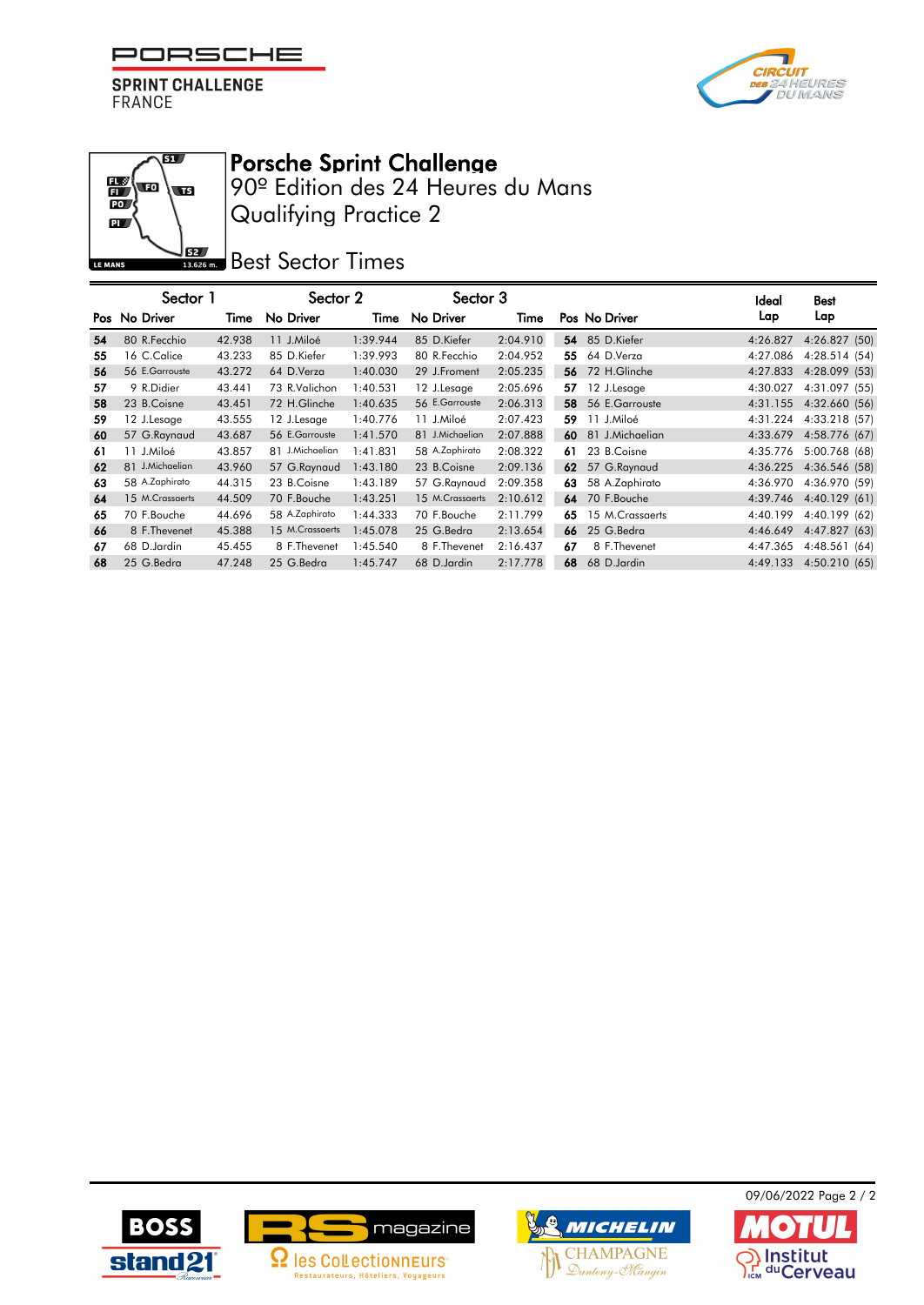PORSCHE

SPRINT CHALLENGE
FRANCE

# Porsche Sprint Challenge

## 90º Edition des 24 Heures du Mans

## Qualifying Practice 2

## Best Sector Times

| Sector 1 | | | Sector 2 | | Sector 3 | | | | Ideal Lap | Best Lap |
|---|---|---|---|---|---|---|---|---|---|---|
| Pos | No Driver | Time | No Driver | Time | No Driver | Time | Pos | No Driver | | |
| 54 | 80 R.Fecchio | 42.938 | 11 J.Miloé | 1:39.944 | 85 D.Kiefer | 2:04.910 | 54 | 85 D.Kiefer | 4:26.827 | 4:26.827 (50) |
| 55 | 16 C.Calice | 43.233 | 85 D.Kiefer | 1:39.993 | 80 R.Fecchio | 2:04.952 | 55 | 64 D.Verza | 4:27.086 | 4:28.514 (54) |
| 56 | 56 E.Garrouste | 43.272 | 64 D.Verza | 1:40.030 | 29 J.Froment | 2:05.235 | 56 | 72 H.Glinche | 4:27.833 | 4:28.099 (53) |
| 57 | 9 R.Didier | 43.441 | 73 R.Valichon | 1:40.531 | 12 J.Lesage | 2:05.696 | 57 | 12 J.Lesage | 4:30.027 | 4:31.097 (55) |
| 58 | 23 B.Coisne | 43.451 | 72 H.Glinche | 1:40.635 | 56 E.Garrouste | 2:06.313 | 58 | 56 E.Garrouste | 4:31.155 | 4:32.660 (56) |
| 59 | 12 J.Lesage | 43.555 | 12 J.Lesage | 1:40.776 | 11 J.Miloé | 2:07.423 | 59 | 11 J.Miloé | 4:31.224 | 4:33.218 (57) |
| 60 | 57 G.Raynaud | 43.687 | 56 E.Garrouste | 1:41.570 | 81 J.Michaelian | 2:07.888 | 60 | 81 J.Michaelian | 4:33.679 | 4:58.776 (67) |
| 61 | 11 J.Miloé | 43.857 | 81 J.Michaelian | 1:41.831 | 58 A.Zaphirato | 2:08.322 | 61 | 23 B.Coisne | 4:35.776 | 5:00.768 (68) |
| 62 | 81 J.Michaelian | 43.960 | 57 G.Raynaud | 1:43.180 | 23 B.Coisne | 2:09.136 | 62 | 57 G.Raynaud | 4:36.225 | 4:36.546 (58) |
| 63 | 58 A.Zaphirato | 44.315 | 23 B.Coisne | 1:43.189 | 57 G.Raynaud | 2:09.358 | 63 | 58 A.Zaphirato | 4:36.970 | 4:36.970 (59) |
| 64 | 15 M.Crassaerts | 44.509 | 70 F.Bouche | 1:43.251 | 15 M.Crassaerts | 2:10.612 | 64 | 70 F.Bouche | 4:39.746 | 4:40.129 (61) |
| 65 | 70 F.Bouche | 44.696 | 58 A.Zaphirato | 1:44.333 | 70 F.Bouche | 2:11.799 | 65 | 15 M.Crassaerts | 4:40.199 | 4:40.199 (62) |
| 66 | 8 F.Thevenet | 45.388 | 15 M.Crassaerts | 1:45.078 | 25 G.Bedra | 2:13.654 | 66 | 25 G.Bedra | 4:46.649 | 4:47.827 (63) |
| 67 | 68 D.Jardin | 45.455 | 8 F.Thevenet | 1:45.540 | 8 F.Thevenet | 2:16.437 | 67 | 8 F.Thevenet | 4:47.365 | 4:48.561 (64) |
| 68 | 25 G.Bedra | 47.248 | 25 G.Bedra | 1:45.747 | 68 D.Jardin | 2:17.778 | 68 | 68 D.Jardin | 4:49.133 | 4:50.210 (65) |

09/06/2022